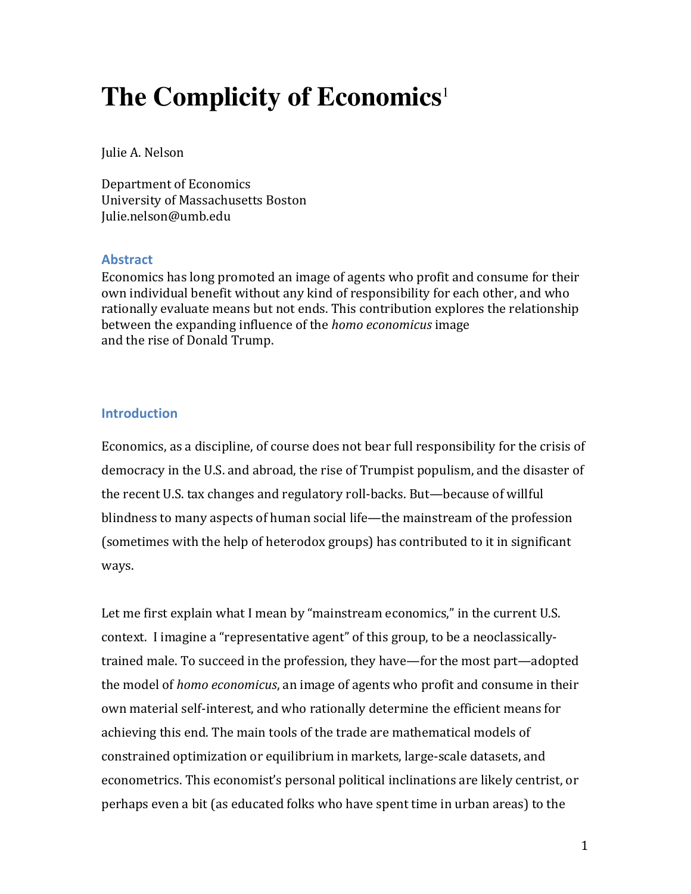# The Complicity of Economics[1]

Julie A. Nelson

Department of Economics
University of Massachusetts Boston
Julie.nelson@umb.edu

## Abstract

Economics has long promoted an image of agents who profit and consume for their own individual benefit without any kind of responsibility for each other, and who rationally evaluate means but not ends. This contribution explores the relationship between the expanding influence of the *homo economicus* image and the rise of Donald Trump.

## Introduction

Economics, as a discipline, of course does not bear full responsibility for the crisis of democracy in the U.S. and abroad, the rise of Trumpist populism, and the disaster of the recent U.S. tax changes and regulatory roll-backs. But—because of willful blindness to many aspects of human social life—the mainstream of the profession (sometimes with the help of heterodox groups) has contributed to it in significant ways.

Let me first explain what I mean by "mainstream economics," in the current U.S. context. I imagine a "representative agent" of this group, to be a neoclassically-trained male. To succeed in the profession, they have—for the most part—adopted the model of *homo economicus*, an image of agents who profit and consume in their own material self-interest, and who rationally determine the efficient means for achieving this end. The main tools of the trade are mathematical models of constrained optimization or equilibrium in markets, large-scale datasets, and econometrics. This economist's personal political inclinations are likely centrist, or perhaps even a bit (as educated folks who have spent time in urban areas) to the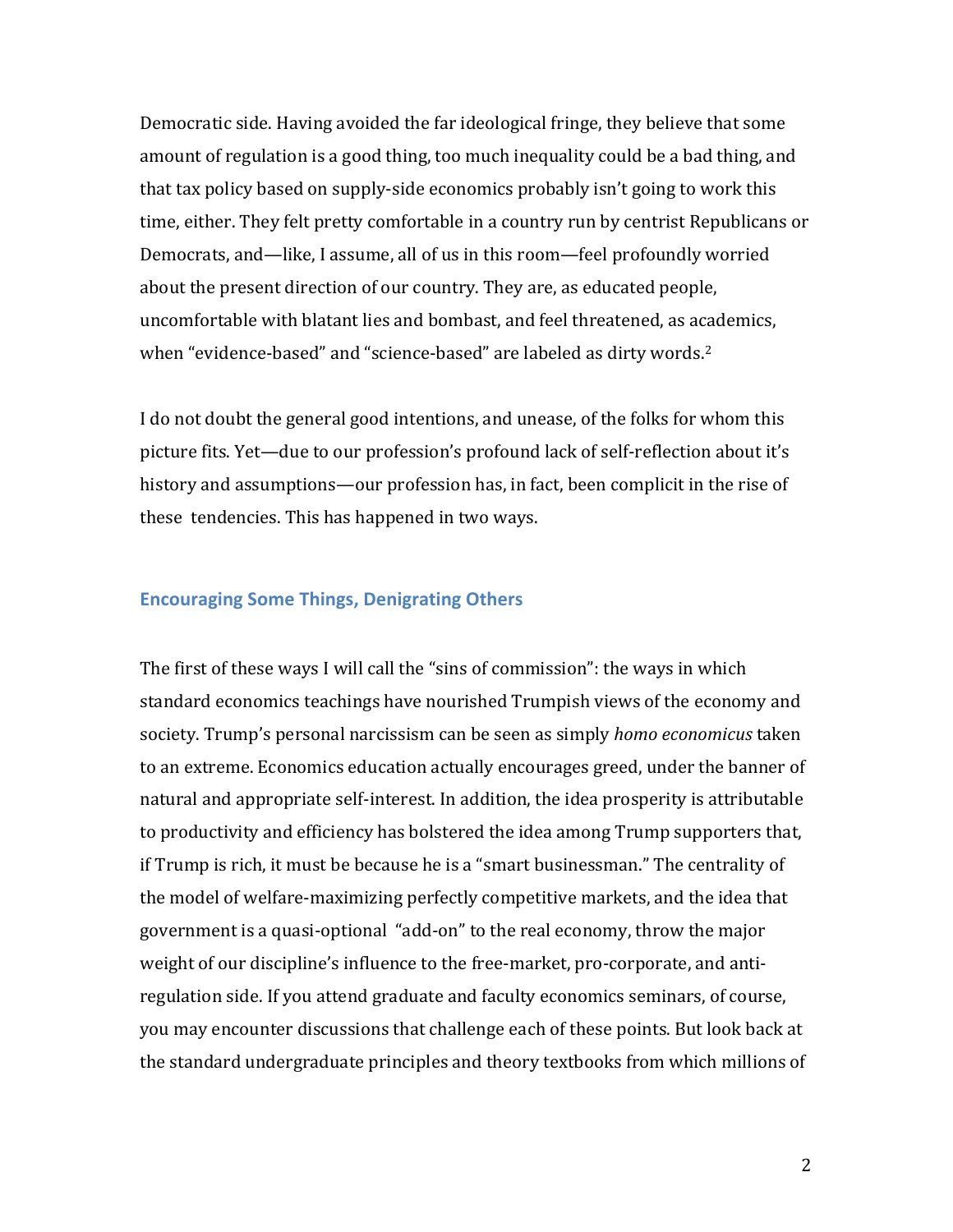Democratic side. Having avoided the far ideological fringe, they believe that some amount of regulation is a good thing, too much inequality could be a bad thing, and that tax policy based on supply-side economics probably isn't going to work this time, either. They felt pretty comfortable in a country run by centrist Republicans or Democrats, and—like, I assume, all of us in this room—feel profoundly worried about the present direction of our country. They are, as educated people, uncomfortable with blatant lies and bombast, and feel threatened, as academics, when "evidence-based" and "science-based" are labeled as dirty words.[2]

I do not doubt the general good intentions, and unease, of the folks for whom this picture fits. Yet—due to our profession's profound lack of self-reflection about it's history and assumptions—our profession has, in fact, been complicit in the rise of these tendencies. This has happened in two ways.

## Encouraging Some Things, Denigrating Others

The first of these ways I will call the "sins of commission": the ways in which standard economics teachings have nourished Trumpish views of the economy and society. Trump's personal narcissism can be seen as simply *homo economicus* taken to an extreme. Economics education actually encourages greed, under the banner of natural and appropriate self-interest. In addition, the idea prosperity is attributable to productivity and efficiency has bolstered the idea among Trump supporters that, if Trump is rich, it must be because he is a "smart businessman." The centrality of the model of welfare-maximizing perfectly competitive markets, and the idea that government is a quasi-optional "add-on" to the real economy, throw the major weight of our discipline's influence to the free-market, pro-corporate, and anti-regulation side. If you attend graduate and faculty economics seminars, of course, you may encounter discussions that challenge each of these points. But look back at the standard undergraduate principles and theory textbooks from which millions of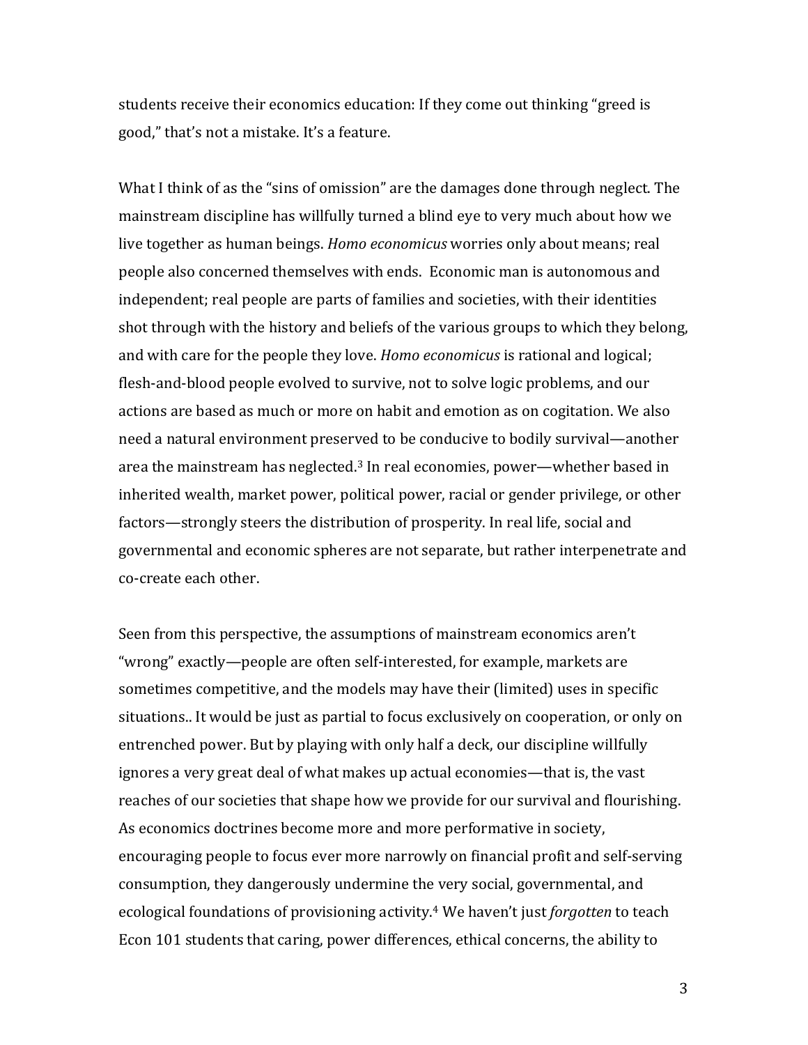students receive their economics education: If they come out thinking "greed is good," that's not a mistake. It's a feature.

What I think of as the "sins of omission" are the damages done through neglect. The mainstream discipline has willfully turned a blind eye to very much about how we live together as human beings. *Homo economicus* worries only about means; real people also concerned themselves with ends. Economic man is autonomous and independent; real people are parts of families and societies, with their identities shot through with the history and beliefs of the various groups to which they belong, and with care for the people they love. *Homo economicus* is rational and logical; flesh-and-blood people evolved to survive, not to solve logic problems, and our actions are based as much or more on habit and emotion as on cogitation. We also need a natural environment preserved to be conducive to bodily survival—another area the mainstream has neglected.[3] In real economies, power—whether based in inherited wealth, market power, political power, racial or gender privilege, or other factors—strongly steers the distribution of prosperity. In real life, social and governmental and economic spheres are not separate, but rather interpenetrate and co-create each other.

Seen from this perspective, the assumptions of mainstream economics aren't "wrong" exactly—people are often self-interested, for example, markets are sometimes competitive, and the models may have their (limited) uses in specific situations.. It would be just as partial to focus exclusively on cooperation, or only on entrenched power. But by playing with only half a deck, our discipline willfully ignores a very great deal of what makes up actual economies—that is, the vast reaches of our societies that shape how we provide for our survival and flourishing. As economics doctrines become more and more performative in society, encouraging people to focus ever more narrowly on financial profit and self-serving consumption, they dangerously undermine the very social, governmental, and ecological foundations of provisioning activity.[4] We haven't just *forgotten* to teach Econ 101 students that caring, power differences, ethical concerns, the ability to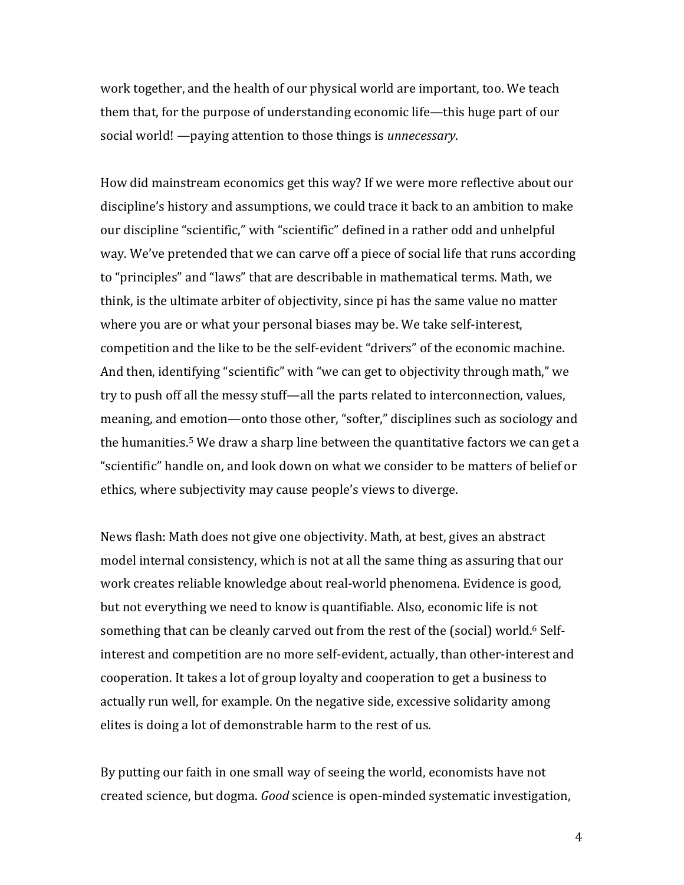work together, and the health of our physical world are important, too. We teach them that, for the purpose of understanding economic life—this huge part of our social world! —paying attention to those things is *unnecessary*.

How did mainstream economics get this way? If we were more reflective about our discipline's history and assumptions, we could trace it back to an ambition to make our discipline "scientific," with "scientific" defined in a rather odd and unhelpful way. We've pretended that we can carve off a piece of social life that runs according to "principles" and "laws" that are describable in mathematical terms. Math, we think, is the ultimate arbiter of objectivity, since pi has the same value no matter where you are or what your personal biases may be. We take self-interest, competition and the like to be the self-evident "drivers" of the economic machine. And then, identifying "scientific" with "we can get to objectivity through math," we try to push off all the messy stuff—all the parts related to interconnection, values, meaning, and emotion—onto those other, "softer," disciplines such as sociology and the humanities.[5] We draw a sharp line between the quantitative factors we can get a "scientific" handle on, and look down on what we consider to be matters of belief or ethics, where subjectivity may cause people's views to diverge.

News flash: Math does not give one objectivity. Math, at best, gives an abstract model internal consistency, which is not at all the same thing as assuring that our work creates reliable knowledge about real-world phenomena. Evidence is good, but not everything we need to know is quantifiable. Also, economic life is not something that can be cleanly carved out from the rest of the (social) world.[6] Self-interest and competition are no more self-evident, actually, than other-interest and cooperation. It takes a lot of group loyalty and cooperation to get a business to actually run well, for example. On the negative side, excessive solidarity among elites is doing a lot of demonstrable harm to the rest of us.

By putting our faith in one small way of seeing the world, economists have not created science, but dogma. *Good* science is open-minded systematic investigation,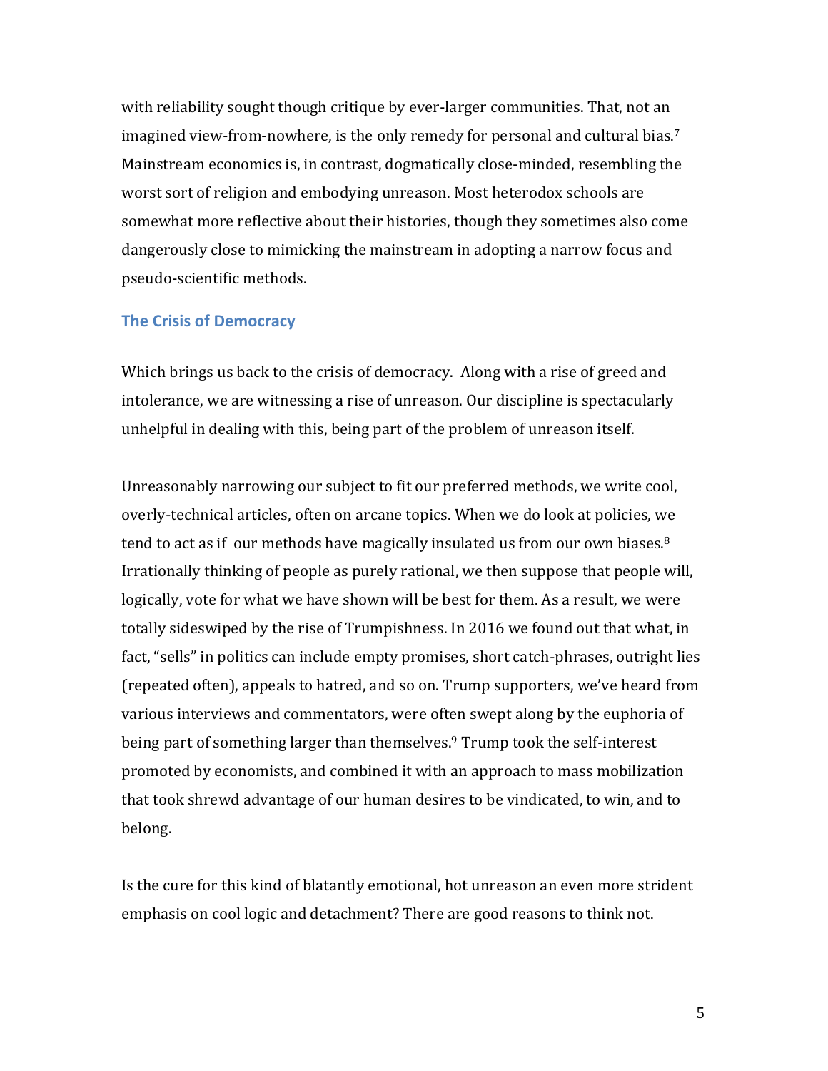with reliability sought though critique by ever-larger communities. That, not an imagined view-from-nowhere, is the only remedy for personal and cultural bias.[7] Mainstream economics is, in contrast, dogmatically close-minded, resembling the worst sort of religion and embodying unreason. Most heterodox schools are somewhat more reflective about their histories, though they sometimes also come dangerously close to mimicking the mainstream in adopting a narrow focus and pseudo-scientific methods.

## The Crisis of Democracy

Which brings us back to the crisis of democracy. Along with a rise of greed and intolerance, we are witnessing a rise of unreason. Our discipline is spectacularly unhelpful in dealing with this, being part of the problem of unreason itself.

Unreasonably narrowing our subject to fit our preferred methods, we write cool, overly-technical articles, often on arcane topics. When we do look at policies, we tend to act as if our methods have magically insulated us from our own biases.[8] Irrationally thinking of people as purely rational, we then suppose that people will, logically, vote for what we have shown will be best for them. As a result, we were totally sideswiped by the rise of Trumpishness. In 2016 we found out that what, in fact, "sells" in politics can include empty promises, short catch-phrases, outright lies (repeated often), appeals to hatred, and so on. Trump supporters, we've heard from various interviews and commentators, were often swept along by the euphoria of being part of something larger than themselves.[9] Trump took the self-interest promoted by economists, and combined it with an approach to mass mobilization that took shrewd advantage of our human desires to be vindicated, to win, and to belong.

Is the cure for this kind of blatantly emotional, hot unreason an even more strident emphasis on cool logic and detachment? There are good reasons to think not.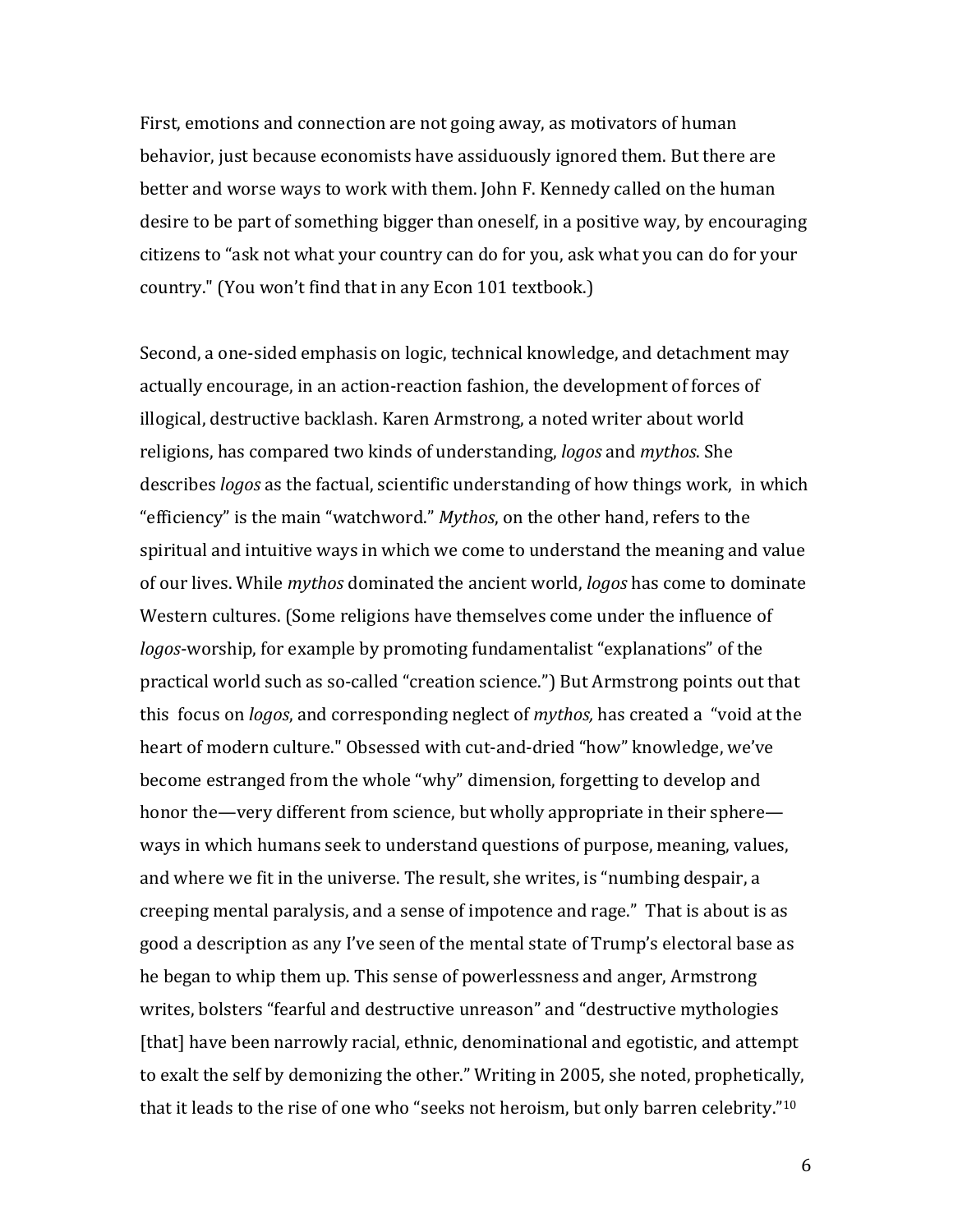First, emotions and connection are not going away, as motivators of human behavior, just because economists have assiduously ignored them. But there are better and worse ways to work with them. John F. Kennedy called on the human desire to be part of something bigger than oneself, in a positive way, by encouraging citizens to "ask not what your country can do for you, ask what you can do for your country." (You won't find that in any Econ 101 textbook.)

Second, a one-sided emphasis on logic, technical knowledge, and detachment may actually encourage, in an action-reaction fashion, the development of forces of illogical, destructive backlash. Karen Armstrong, a noted writer about world religions, has compared two kinds of understanding, *logos* and *mythos*. She describes *logos* as the factual, scientific understanding of how things work, in which "efficiency" is the main "watchword." *Mythos*, on the other hand, refers to the spiritual and intuitive ways in which we come to understand the meaning and value of our lives. While *mythos* dominated the ancient world, *logos* has come to dominate Western cultures. (Some religions have themselves come under the influence of *logos*-worship, for example by promoting fundamentalist "explanations" of the practical world such as so-called "creation science.") But Armstrong points out that this focus on *logos*, and corresponding neglect of *mythos,* has created a "void at the heart of modern culture." Obsessed with cut-and-dried "how" knowledge, we've become estranged from the whole "why" dimension, forgetting to develop and honor the—very different from science, but wholly appropriate in their sphere—ways in which humans seek to understand questions of purpose, meaning, values, and where we fit in the universe. The result, she writes, is "numbing despair, a creeping mental paralysis, and a sense of impotence and rage." That is about is as good a description as any I've seen of the mental state of Trump's electoral base as he began to whip them up. This sense of powerlessness and anger, Armstrong writes, bolsters "fearful and destructive unreason" and "destructive mythologies [that] have been narrowly racial, ethnic, denominational and egotistic, and attempt to exalt the self by demonizing the other." Writing in 2005, she noted, prophetically, that it leads to the rise of one who "seeks not heroism, but only barren celebrity."[10]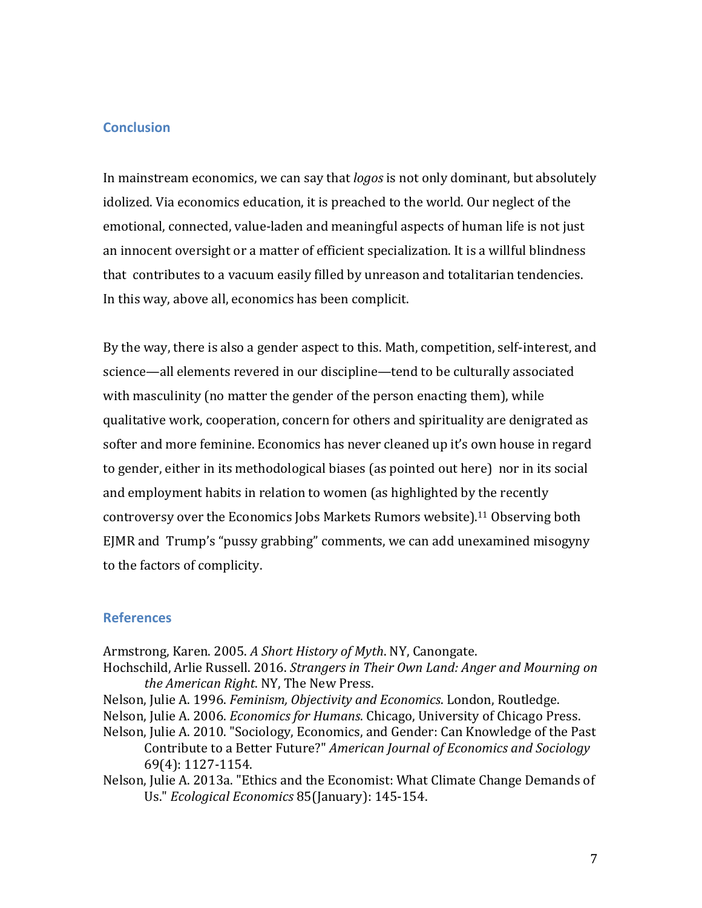## Conclusion

In mainstream economics, we can say that *logos* is not only dominant, but absolutely idolized. Via economics education, it is preached to the world. Our neglect of the emotional, connected, value-laden and meaningful aspects of human life is not just an innocent oversight or a matter of efficient specialization. It is a willful blindness that contributes to a vacuum easily filled by unreason and totalitarian tendencies. In this way, above all, economics has been complicit.

By the way, there is also a gender aspect to this. Math, competition, self-interest, and science—all elements revered in our discipline—tend to be culturally associated with masculinity (no matter the gender of the person enacting them), while qualitative work, cooperation, concern for others and spirituality are denigrated as softer and more feminine. Economics has never cleaned up it's own house in regard to gender, either in its methodological biases (as pointed out here) nor in its social and employment habits in relation to women (as highlighted by the recently controversy over the Economics Jobs Markets Rumors website).[11] Observing both EJMR and Trump's "pussy grabbing" comments, we can add unexamined misogyny to the factors of complicity.

## References

Armstrong, Karen. 2005. *A Short History of Myth*. NY, Canongate.

Hochschild, Arlie Russell. 2016. *Strangers in Their Own Land: Anger and Mourning on the American Right*. NY, The New Press.

Nelson, Julie A. 1996. *Feminism, Objectivity and Economics*. London, Routledge.

Nelson, Julie A. 2006. *Economics for Humans*. Chicago, University of Chicago Press.

Nelson, Julie A. 2010. "Sociology, Economics, and Gender: Can Knowledge of the Past Contribute to a Better Future?" *American Journal of Economics and Sociology* 69(4): 1127-1154.

Nelson, Julie A. 2013a. "Ethics and the Economist: What Climate Change Demands of Us." *Ecological Economics* 85(January): 145-154.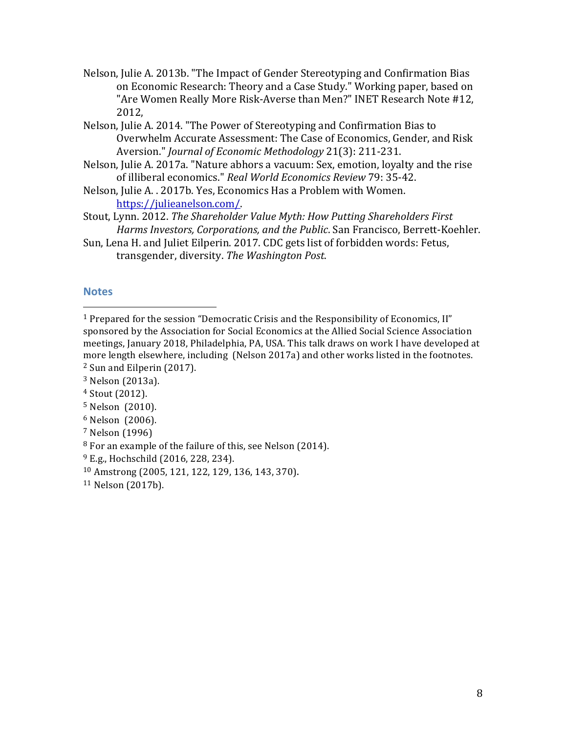Nelson, Julie A. 2013b. "The Impact of Gender Stereotyping and Confirmation Bias on Economic Research: Theory and a Case Study." Working paper, based on "Are Women Really More Risk-Averse than Men?" INET Research Note #12, 2012,

Nelson, Julie A. 2014. "The Power of Stereotyping and Confirmation Bias to Overwhelm Accurate Assessment: The Case of Economics, Gender, and Risk Aversion." *Journal of Economic Methodology* 21(3): 211-231.

Nelson, Julie A. 2017a. "Nature abhors a vacuum: Sex, emotion, loyalty and the rise of illiberal economics." *Real World Economics Review* 79: 35-42.

Nelson, Julie A. . 2017b. Yes, Economics Has a Problem with Women. [https://julieanelson.com/](https://julieanelson.com/).

Stout, Lynn. 2012. *The Shareholder Value Myth: How Putting Shareholders First Harms Investors, Corporations, and the Public*. San Francisco, Berrett-Koehler.

Sun, Lena H. and Juliet Eilperin. 2017. CDC gets list of forbidden words: Fetus, transgender, diversity. *The Washington Post*.

## Notes

[1] Prepared for the session "Democratic Crisis and the Responsibility of Economics, II" sponsored by the Association for Social Economics at the Allied Social Science Association meetings, January 2018, Philadelphia, PA, USA. This talk draws on work I have developed at more length elsewhere, including (Nelson 2017a) and other works listed in the footnotes.

[2] Sun and Eilperin (2017).

[3] Nelson (2013a).

[4] Stout (2012).

[5] Nelson (2010).

[6] Nelson (2006).

[7] Nelson (1996)

[8] For an example of the failure of this, see Nelson (2014).

[9] E.g., Hochschild (2016, 228, 234).

[10] Amstrong (2005, 121, 122, 129, 136, 143, 370).

[11] Nelson (2017b).